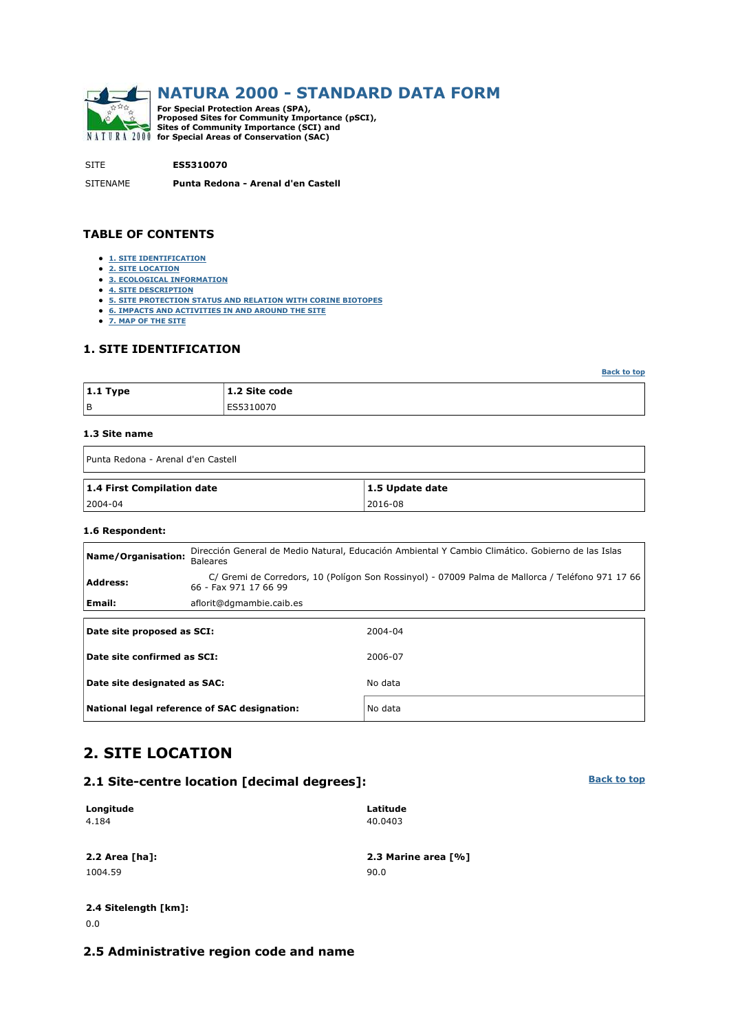# NATURA 2000 - STANDARD DATA FORM

**For Special Protection Areas (SPA), Proposed Sites for Community Importance (pSCI), Sites of Community Importance (SCI) and for Special Areas of Conservation (SAC)**

SITE **ES5310070**

SITENAME **Punta Redona - Arenal d'en Castell**

## TABLE OF CONTENTS

- 1. SITE IDENTIFICATION
- 2. SITE LOCATION
- 3. ECOLOGICAL INFORMATION
- 4. SITE DESCRIPTION
- 5. SITE PROTECTION STATUS AND RELATION WITH CORINE BIOTOPES
- 6. IMPACTS AND ACTIVITIES IN AND AROUND THE SITE
- 7. MAP OF THE SITE

## 1. SITE IDENTIFICATION

Back to top

| 1.1 Type | 1.2 Site code |
|---|---|
| B | ES5310070 |

### 1.3 Site name

| Punta Redona - Arenal d'en Castell |
|---|

| 1.4 First Compilation date | 1.5 Update date |
|---|---|
| 2004-04 | 2016-08 |

### 1.6 Respondent:

| | |
|---|---|
| **Name/Organisation:** | Dirección General de Medio Natural, Educación Ambiental Y Cambio Climático. Gobierno de las Islas Baleares |
| **Address:** | C/ Gremi de Corredors, 10 (Polígon Son Rossinyol) - 07009 Palma de Mallorca / Teléfono 971 17 66 66 - Fax 971 17 66 99 |
| **Email:** | aflorit@dgmambie.caib.es |

| | |
|---|---|
| **Date site proposed as SCI:** | 2004-04 |
| **Date site confirmed as SCI:** | 2006-07 |
| **Date site designated as SAC:** | No data |
| **National legal reference of SAC designation:** | No data |

## 2. SITE LOCATION

### 2.1 Site-centre location [decimal degrees]:

Back to top

| Longitude | Latitude |
|---|---|
| 4.184 | 40.0403 |

| 2.2 Area [ha]: | 2.3 Marine area [%] |
|---|---|
| 1004.59 | 90.0 |

**2.4 Sitelength [km]:**

0.0

### 2.5 Administrative region code and name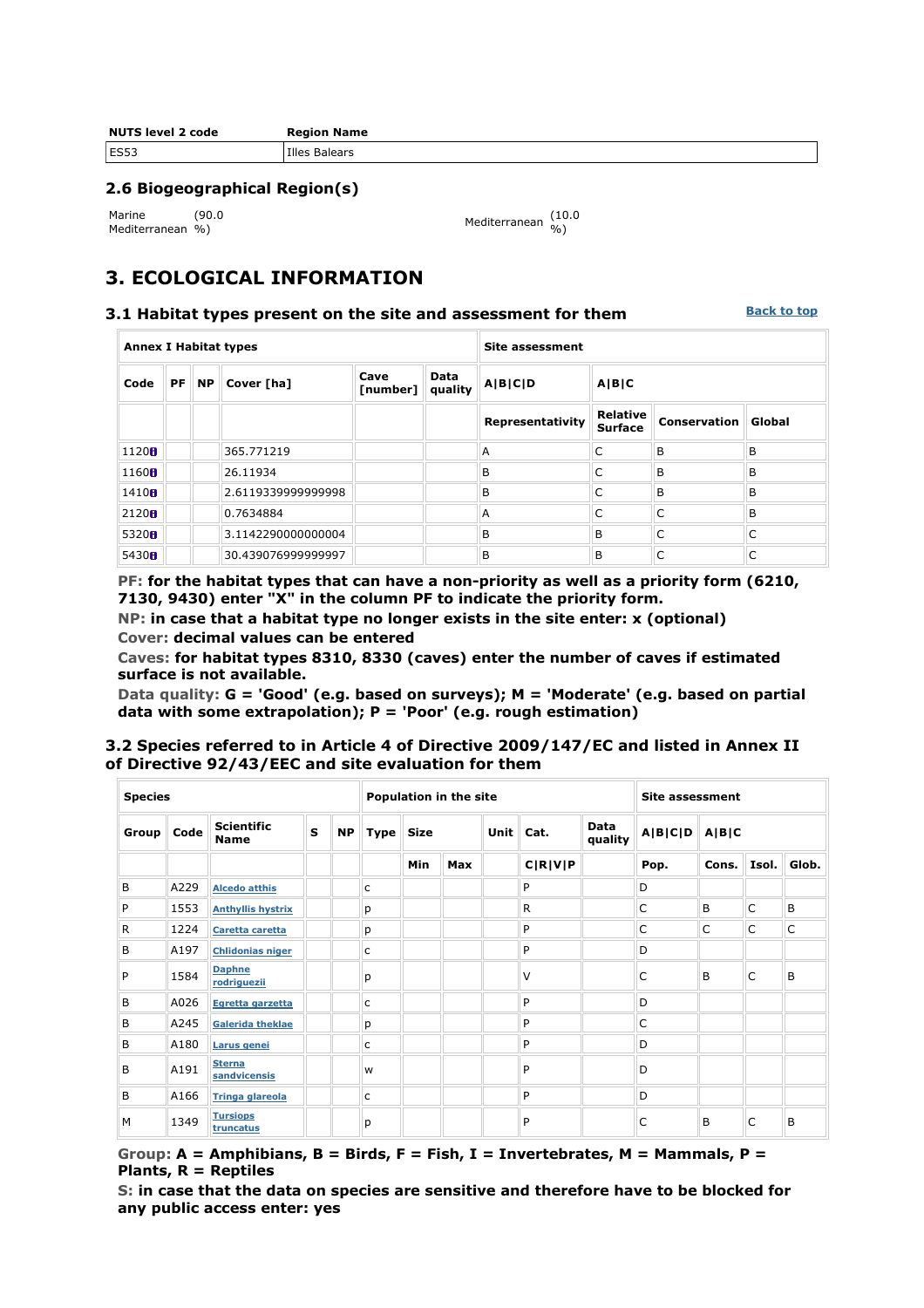| NUTS level 2 code | Region Name |
| --- | --- |
| ES53 | Illes Balears |

## 2.6 Biogeographical Region(s)

Marine Mediterranean (90.0 %) Mediterranean (10.0 %)

# 3. ECOLOGICAL INFORMATION

## 3.1 Habitat types present on the site and assessment for them

Back to top

| Annex I Habitat types | | | | | | Site assessment | | | |
| --- | --- | --- | --- | --- | --- | --- | --- | --- | --- |
| Code | PF | NP | Cover [ha] | Cave [number] | Data quality | A\|B\|C\|D | A\|B\|C | | |
| | | | | | | Representativity | Relative Surface | Conservation | Global |
| 1120 | | | 365.771219 | | | A | C | B | B |
| 1160 | | | 26.11934 | | | B | C | B | B |
| 1410 | | | 2.6119339999999998 | | | B | C | B | B |
| 2120 | | | 0.7634884 | | | A | C | C | B |
| 5320 | | | 3.1142290000000004 | | | B | B | C | C |
| 5430 | | | 30.439076999999997 | | | B | B | C | C |

**PF:** for the habitat types that can have a non-priority as well as a priority form (6210, 7130, 9430) enter "X" in the column PF to indicate the priority form.
**NP:** in case that a habitat type no longer exists in the site enter: x (optional)
**Cover:** decimal values can be entered
**Caves:** for habitat types 8310, 8330 (caves) enter the number of caves if estimated surface is not available.
**Data quality:** G = 'Good' (e.g. based on surveys); M = 'Moderate' (e.g. based on partial data with some extrapolation); P = 'Poor' (e.g. rough estimation)

## 3.2 Species referred to in Article 4 of Directive 2009/147/EC and listed in Annex II of Directive 92/43/EEC and site evaluation for them

| Species | | | | | Population in the site | | | | | | Site assessment | | | |
| --- | --- | --- | --- | --- | --- | --- | --- | --- | --- | --- | --- | --- | --- | --- |
| Group | Code | Scientific Name | S | NP | Type | Size | | Unit | Cat. | Data quality | A\|B\|C\|D | A\|B\|C | | |
| | | | | | | Min | Max | | C\|R\|V\|P | | Pop. | Cons. | Isol. | Glob. |
| B | A229 | Alcedo atthis | | | c | | | | P | | D | | | |
| P | 1553 | Anthyllis hystrix | | | p | | | | R | | C | B | C | B |
| R | 1224 | Caretta caretta | | | p | | | | P | | C | C | C | C |
| B | A197 | Chlidonias niger | | | c | | | | P | | D | | | |
| P | 1584 | Daphne rodriguezii | | | p | | | | V | | C | B | C | B |
| B | A026 | Egretta garzetta | | | c | | | | P | | D | | | |
| B | A245 | Galerida theklae | | | p | | | | P | | C | | | |
| B | A180 | Larus genei | | | c | | | | P | | D | | | |
| B | A191 | Sterna sandvicensis | | | w | | | | P | | D | | | |
| B | A166 | Tringa glareola | | | c | | | | P | | D | | | |
| M | 1349 | Tursiops truncatus | | | p | | | | P | | C | B | C | B |

**Group:** A = Amphibians, B = Birds, F = Fish, I = Invertebrates, M = Mammals, P = Plants, R = Reptiles
**S:** in case that the data on species are sensitive and therefore have to be blocked for any public access enter: yes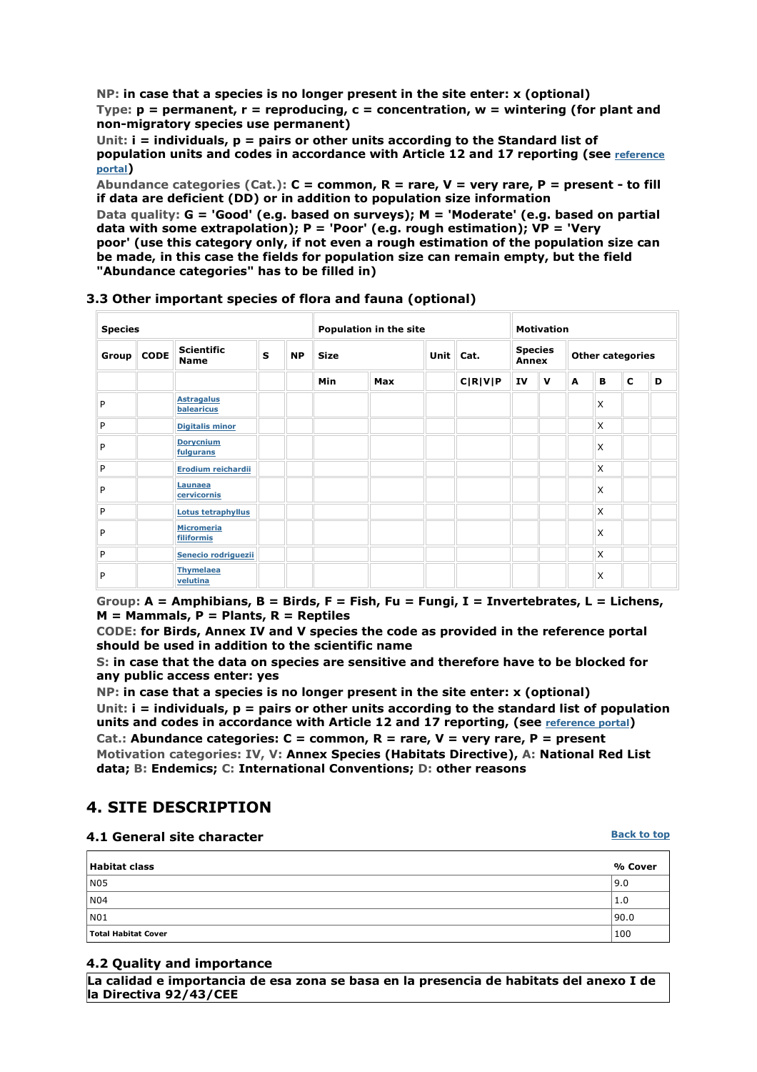**NP:** in case that a species is no longer present in the site enter: x (optional)
**Type:** p = permanent, r = reproducing, c = concentration, w = wintering (for plant and non-migratory species use permanent)
**Unit:** i = individuals, p = pairs or other units according to the Standard list of population units and codes in accordance with Article 12 and 17 reporting (see reference portal)
**Abundance categories (Cat.):** C = common, R = rare, V = very rare, P = present - to fill if data are deficient (DD) or in addition to population size information
**Data quality:** G = 'Good' (e.g. based on surveys); M = 'Moderate' (e.g. based on partial data with some extrapolation); P = 'Poor' (e.g. rough estimation); VP = 'Very poor' (use this category only, if not even a rough estimation of the population size can be made, in this case the fields for population size can remain empty, but the field "Abundance categories" has to be filled in)

### 3.3 Other important species of flora and fauna (optional)

| Species | | | | | Population in the site | | | | Motivation | | | | | |
|---|---|---|---|---|---|---|---|---|---|---|---|---|---|---|
| Group | CODE | Scientific Name | S | NP | Size | | Unit | Cat. | Species Annex | | Other categories | | | |
| | | | | | Min | Max | | C\|R\|V\|P | IV | V | A | B | C | D |
| P | | Astragalus balearicus | | | | | | | | | | X | | |
| P | | Digitalis minor | | | | | | | | | | X | | |
| P | | Dorycnium fulgurans | | | | | | | | | | X | | |
| P | | Erodium reichardii | | | | | | | | | | X | | |
| P | | Launaea cervicornis | | | | | | | | | | X | | |
| P | | Lotus tetraphyllus | | | | | | | | | | X | | |
| P | | Micromeria filiformis | | | | | | | | | | X | | |
| P | | Senecio rodriguezii | | | | | | | | | | X | | |
| P | | Thymelaea velutina | | | | | | | | | | X | | |

**Group:** A = Amphibians, B = Birds, F = Fish, Fu = Fungi, I = Invertebrates, L = Lichens, M = Mammals, P = Plants, R = Reptiles
**CODE:** for Birds, Annex IV and V species the code as provided in the reference portal should be used in addition to the scientific name
**S:** in case that the data on species are sensitive and therefore have to be blocked for any public access enter: yes
**NP:** in case that a species is no longer present in the site enter: x (optional)
**Unit:** i = individuals, p = pairs or other units according to the standard list of population units and codes in accordance with Article 12 and 17 reporting, (see reference portal)
**Cat.:** Abundance categories: C = common, R = rare, V = very rare, P = present
**Motivation categories: IV, V:** Annex Species (Habitats Directive), **A:** National Red List data; **B:** Endemics; **C:** International Conventions; **D:** other reasons

## 4. SITE DESCRIPTION

### 4.1 General site character

Back to top

| Habitat class | % Cover |
|---|---|
| N05 | 9.0 |
| N04 | 1.0 |
| N01 | 90.0 |
| **Total Habitat Cover** | 100 |

### 4.2 Quality and importance

**La calidad e importancia de esa zona se basa en la presencia de habitats del anexo I de la Directiva 92/43/CEE**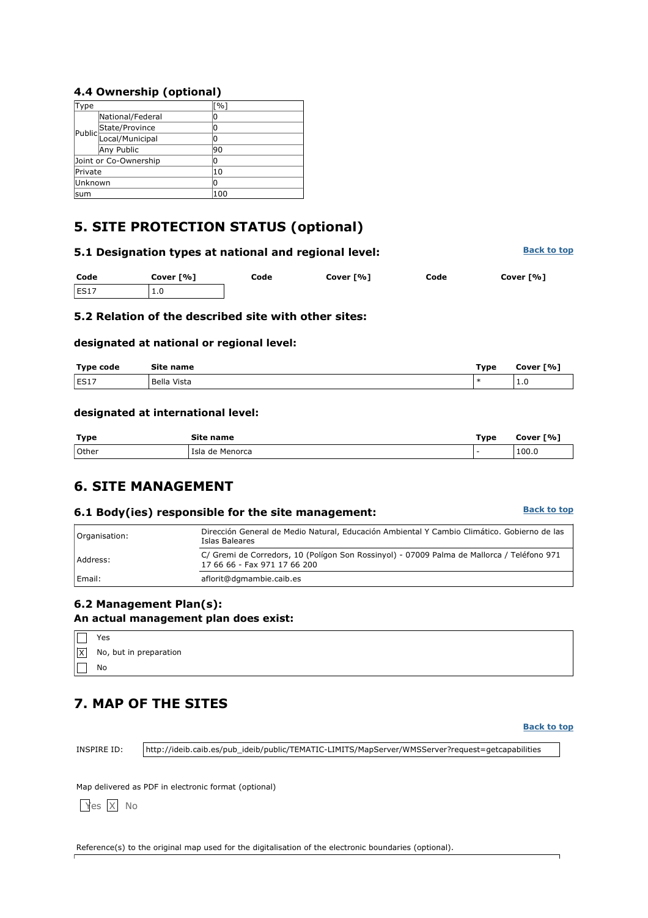### 4.4 Ownership (optional)

| Type | | [%] |
|---|---|---|
| Public | National/Federal | 0 |
| | State/Province | 0 |
| | Local/Municipal | 0 |
| | Any Public | 90 |
| Joint or Co-Ownership | | 0 |
| Private | | 10 |
| Unknown | | 0 |
| sum | | 100 |

## 5. SITE PROTECTION STATUS (optional)

### 5.1 Designation types at national and regional level:

**Back to top**

| Code | Cover [%] | Code | Cover [%] | Code | Cover [%] |
|---|---|---|---|---|---|
| ES17 | 1.0 | | | | |

### 5.2 Relation of the described site with other sites:

#### designated at national or regional level:

| Type code | Site name | Type | Cover [%] |
|---|---|---|---|
| ES17 | Bella Vista | * | 1.0 |

#### designated at international level:

| Type | Site name | Type | Cover [%] |
|---|---|---|---|
| Other | Isla de Menorca | - | 100.0 |

## 6. SITE MANAGEMENT

### 6.1 Body(ies) responsible for the site management:

**Back to top**

| | |
|---|---|
| Organisation: | Dirección General de Medio Natural, Educación Ambiental Y Cambio Climático. Gobierno de las Islas Baleares |
| Address: | C/ Gremi de Corredors, 10 (Polígon Son Rossinyol) - 07009 Palma de Mallorca / Teléfono 971 17 66 66 - Fax 971 17 66 200 |
| Email: | aflorit@dgmambie.caib.es |

### 6.2 Management Plan(s):

**An actual management plan does exist:**

- [ ] Yes
- [X] No, but in preparation
- [ ] No

## 7. MAP OF THE SITES

**Back to top**

INSPIRE ID: http://ideib.caib.es/pub_ideib/public/TEMATIC-LIMITS/MapServer/WMSServer?request=getcapabilities

Map delivered as PDF in electronic format (optional)

[ ] Yes [X] No

Reference(s) to the original map used for the digitalisation of the electronic boundaries (optional).